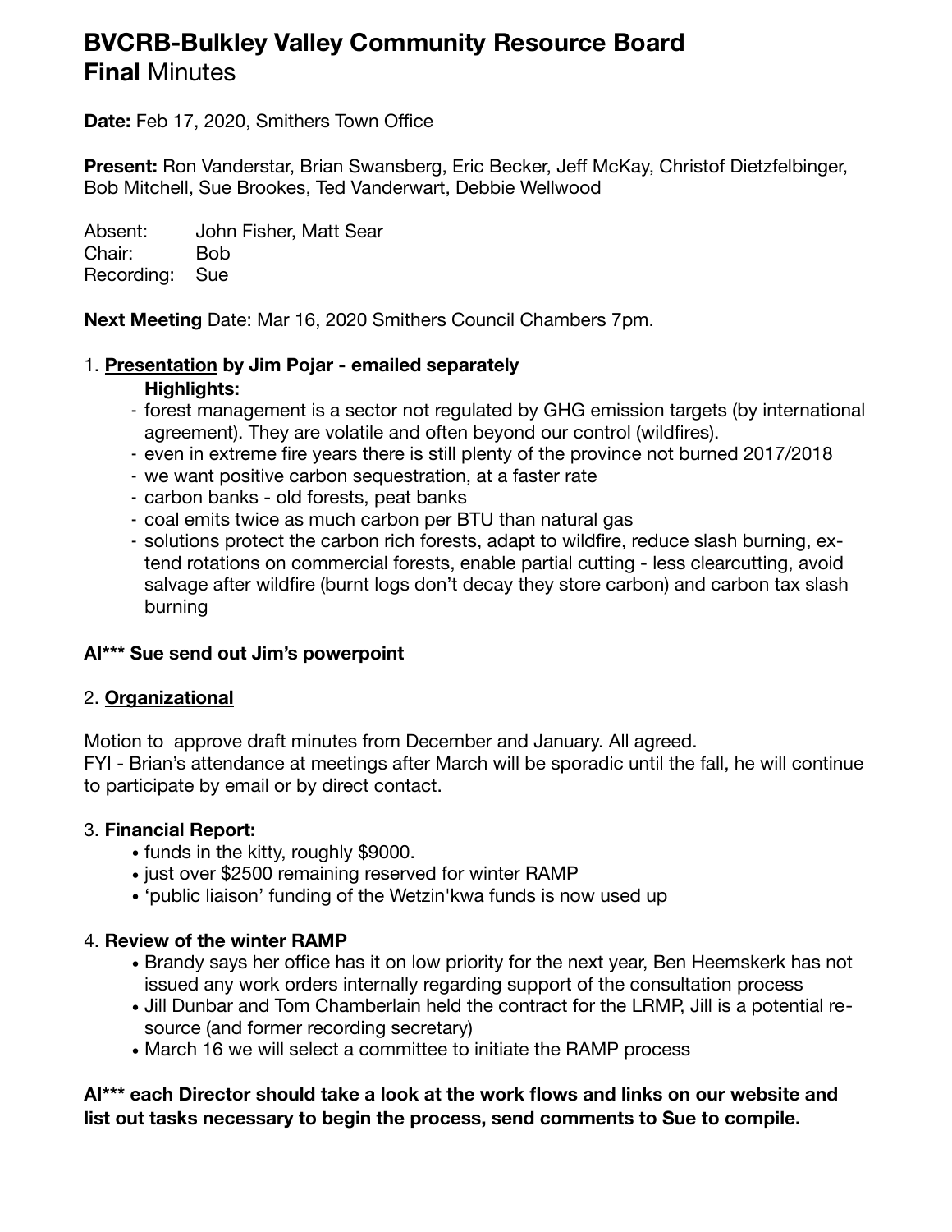# BVCRB-Bulkley Valley Community Resource Board
## **Final** Minutes

**Date:** Feb 17, 2020, Smithers Town Office

**Present:** Ron Vanderstar, Brian Swansberg, Eric Becker, Jeff McKay, Christof Dietzfelbinger, Bob Mitchell, Sue Brookes, Ted Vanderwart, Debbie Wellwood

Absent: John Fisher, Matt Sear
Chair: Bob
Recording: Sue

**Next Meeting** Date: Mar 16, 2020 Smithers Council Chambers 7pm.

1. **Presentation by Jim Pojar - emailed separately**
   **Highlights:**
   - forest management is a sector not regulated by GHG emission targets (by international agreement). They are volatile and often beyond our control (wildfires).
   - even in extreme fire years there is still plenty of the province not burned 2017/2018
   - we want positive carbon sequestration, at a faster rate
   - carbon banks - old forests, peat banks
   - coal emits twice as much carbon per BTU than natural gas
   - solutions protect the carbon rich forests, adapt to wildfire, reduce slash burning, extend rotations on commercial forests, enable partial cutting - less clearcutting, avoid salvage after wildfire (burnt logs don't decay they store carbon) and carbon tax slash burning

**AI*** Sue send out Jim's powerpoint**

2. **Organizational**

Motion to approve draft minutes from December and January. All agreed.
FYI - Brian's attendance at meetings after March will be sporadic until the fall, he will continue to participate by email or by direct contact.

3. **Financial Report:**
   - funds in the kitty, roughly $9000.
   - just over $2500 remaining reserved for winter RAMP
   - 'public liaison' funding of the Wetzin'kwa funds is now used up

4. **Review of the winter RAMP**
   - Brandy says her office has it on low priority for the next year, Ben Heemskerk has not issued any work orders internally regarding support of the consultation process
   - Jill Dunbar and Tom Chamberlain held the contract for the LRMP, Jill is a potential resource (and former recording secretary)
   - March 16 we will select a committee to initiate the RAMP process

**AI*** each Director should take a look at the work flows and links on our website and list out tasks necessary to begin the process, send comments to Sue to compile.**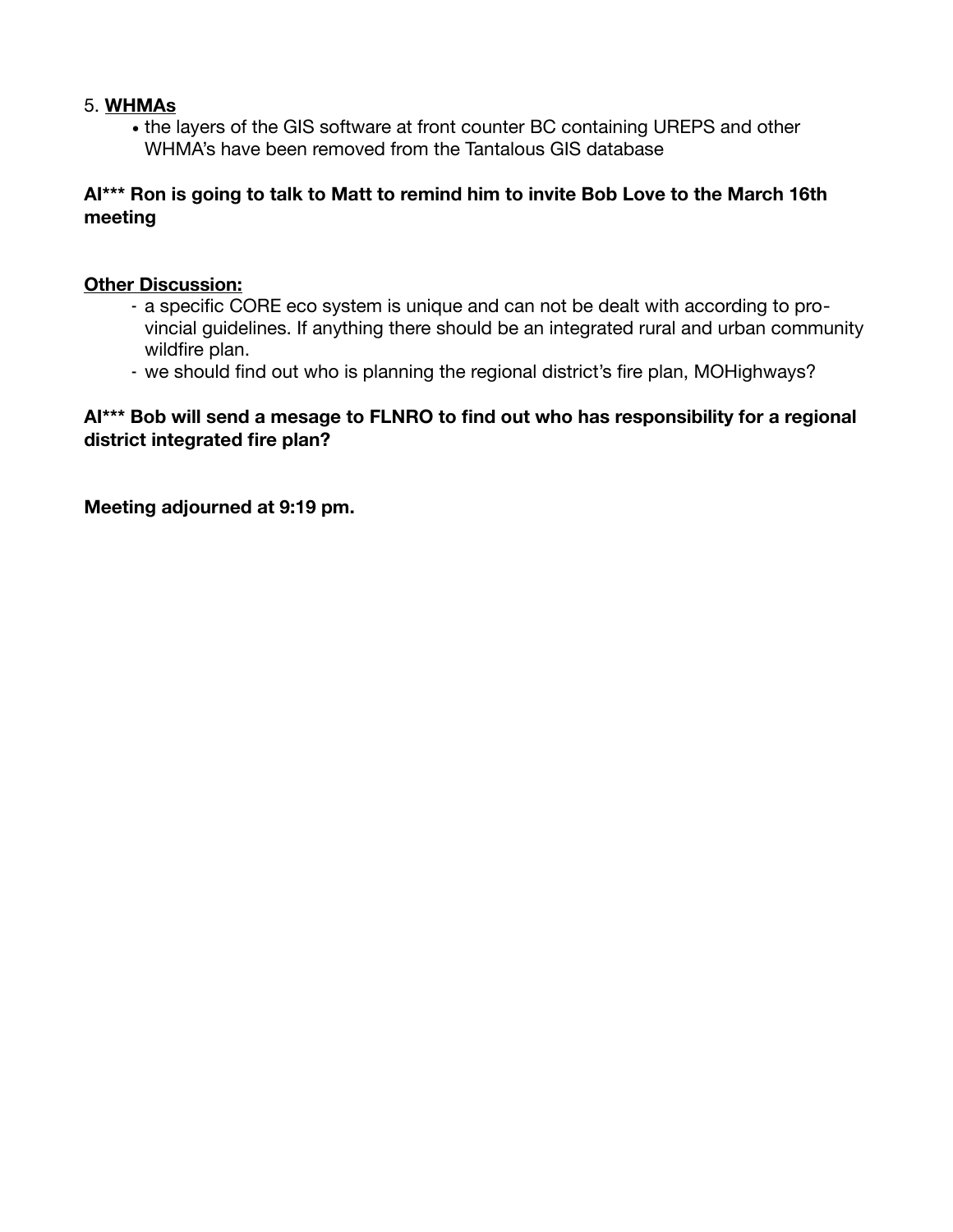5. **WHMAs**
    - the layers of the GIS software at front counter BC containing UREPS and other WHMA's have been removed from the Tantalous GIS database

**AI*** Ron is going to talk to Matt to remind him to invite Bob Love to the March 16th meeting**

**Other Discussion:**

- a specific CORE eco system is unique and can not be dealt with according to provincial guidelines. If anything there should be an integrated rural and urban community wildfire plan.
- we should find out who is planning the regional district's fire plan, MOHighways?

**AI*** Bob will send a mesage to FLNRO to find out who has responsibility for a regional district integrated fire plan?**

**Meeting adjourned at 9:19 pm.**